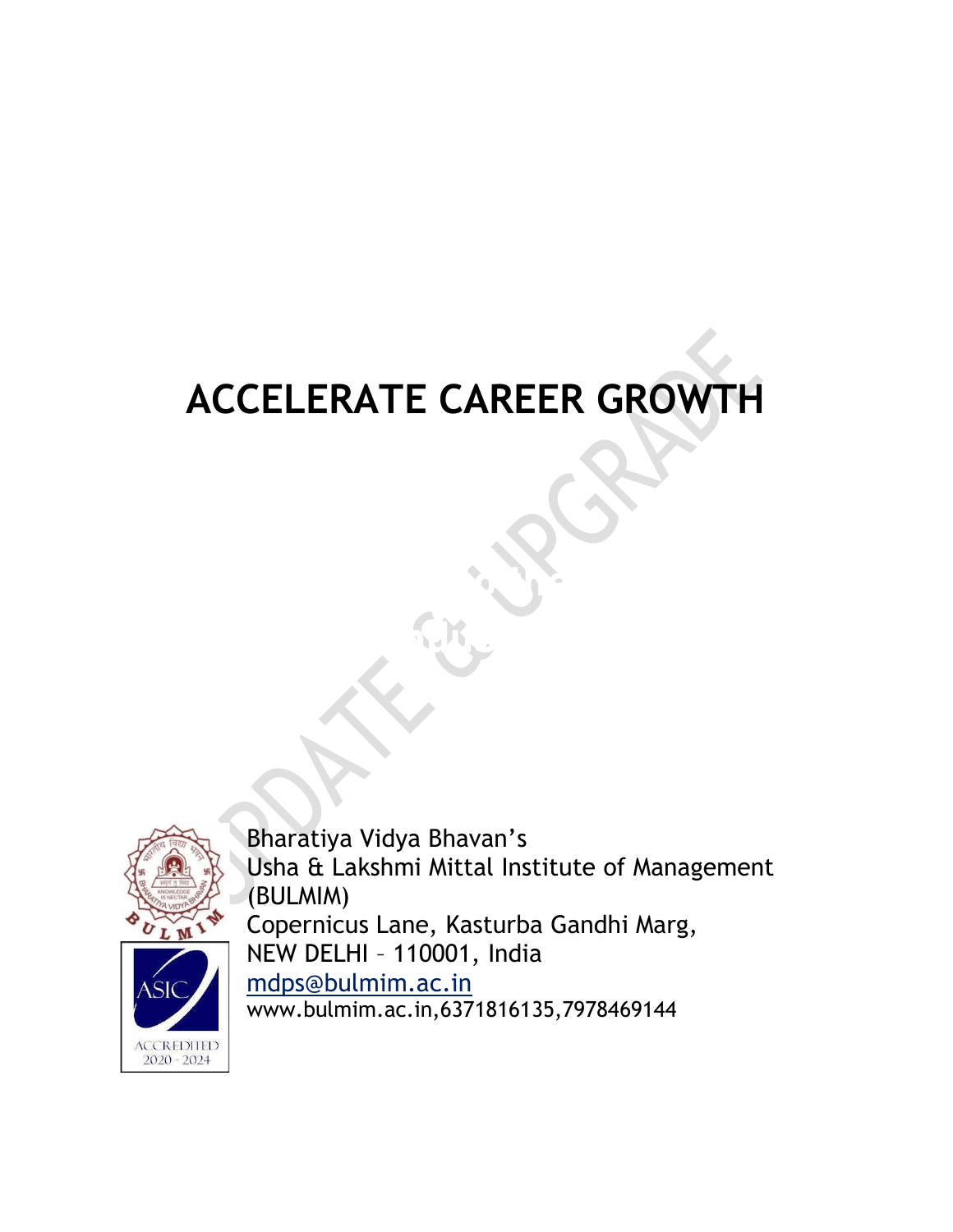# ACCELERATE CAREER GROWTH

Bharatiya Vidya Bhavan's
Usha & Lakshmi Mittal Institute of Management
(BULMIM)
Copernicus Lane, Kasturba Gandhi Marg,
NEW DELHI – 110001, India
mdps@bulmim.ac.in
www.bulmim.ac.in,6371816135,7978469144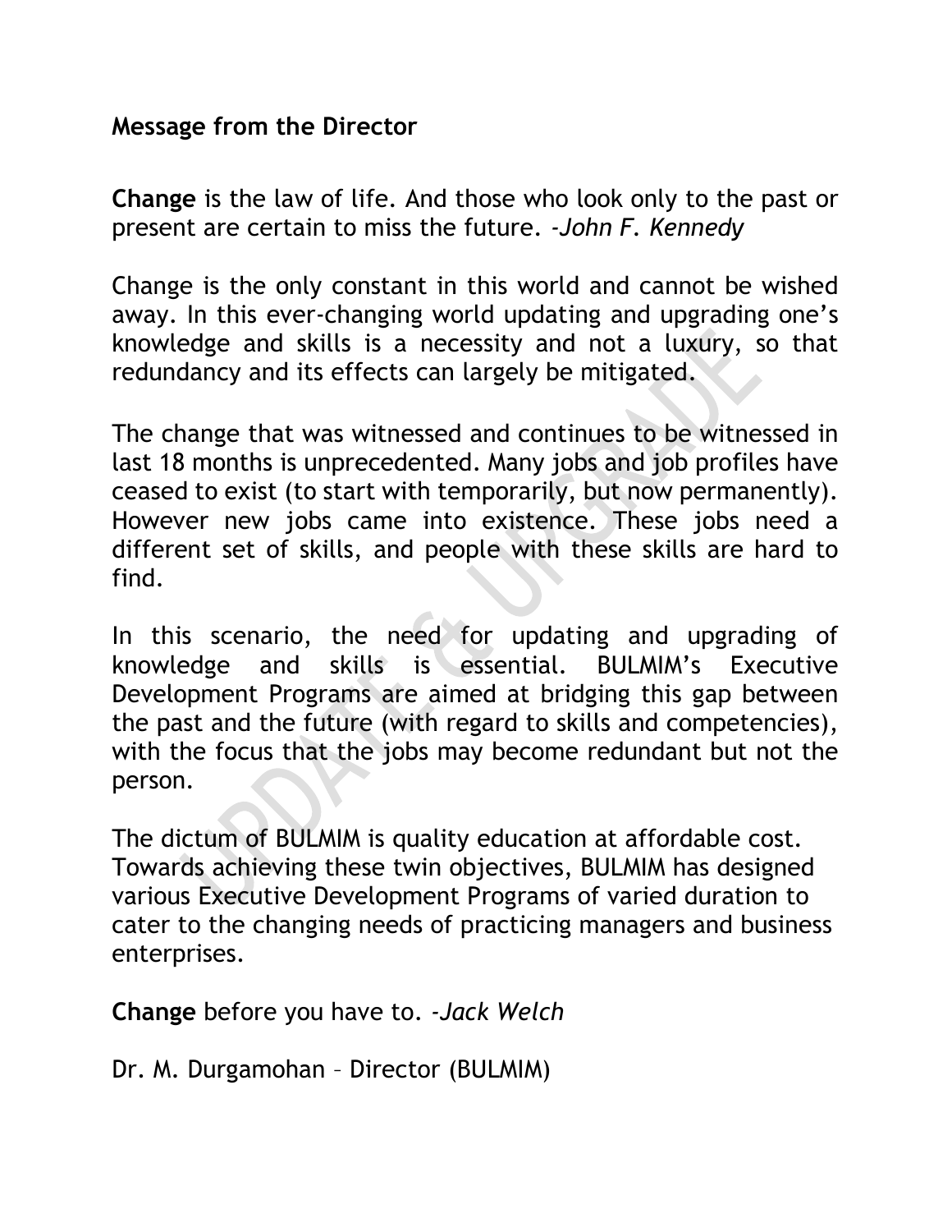**Message from the Director**

**Change** is the law of life. And those who look only to the past or present are certain to miss the future. *-John F. Kennedy*

Change is the only constant in this world and cannot be wished away. In this ever-changing world updating and upgrading one's knowledge and skills is a necessity and not a luxury, so that redundancy and its effects can largely be mitigated.

The change that was witnessed and continues to be witnessed in last 18 months is unprecedented. Many jobs and job profiles have ceased to exist (to start with temporarily, but now permanently). However new jobs came into existence. These jobs need a different set of skills, and people with these skills are hard to find.

In this scenario, the need for updating and upgrading of knowledge and skills is essential. BULMIM's Executive Development Programs are aimed at bridging this gap between the past and the future (with regard to skills and competencies), with the focus that the jobs may become redundant but not the person.

The dictum of BULMIM is quality education at affordable cost. Towards achieving these twin objectives, BULMIM has designed various Executive Development Programs of varied duration to cater to the changing needs of practicing managers and business enterprises.

**Change** before you have to. *-Jack Welch*

Dr. M. Durgamohan – Director (BULMIM)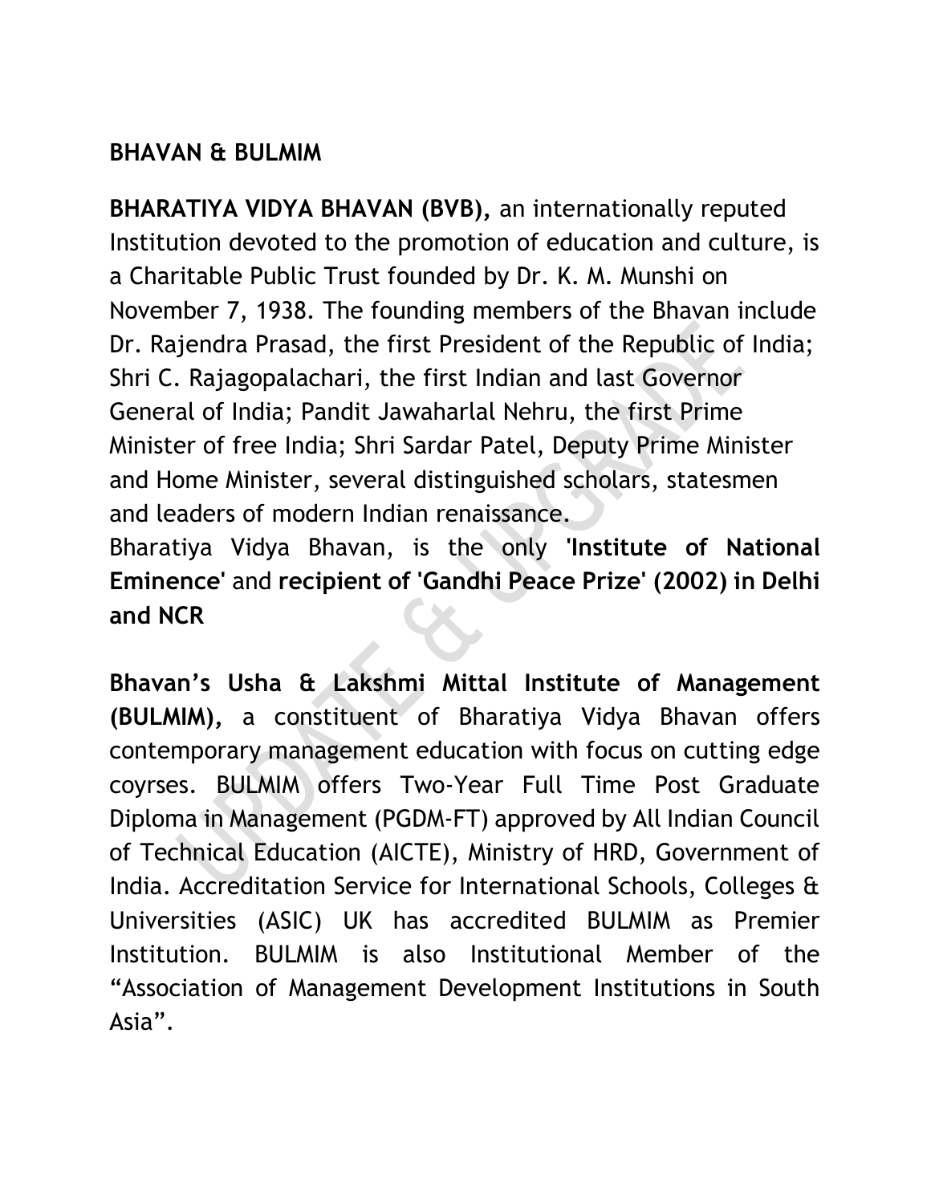## BHAVAN & BULMIM

**BHARATIYA VIDYA BHAVAN (BVB),** an internationally reputed Institution devoted to the promotion of education and culture, is a Charitable Public Trust founded by Dr. K. M. Munshi on November 7, 1938. The founding members of the Bhavan include Dr. Rajendra Prasad, the first President of the Republic of India; Shri C. Rajagopalachari, the first Indian and last Governor General of India; Pandit Jawaharlal Nehru, the first Prime Minister of free India; Shri Sardar Patel, Deputy Prime Minister and Home Minister, several distinguished scholars, statesmen and leaders of modern Indian renaissance.

Bharatiya Vidya Bhavan, is the only **'Institute of National Eminence'** and **recipient of 'Gandhi Peace Prize' (2002) in Delhi and NCR**

**Bhavan's Usha & Lakshmi Mittal Institute of Management (BULMIM),** a constituent of Bharatiya Vidya Bhavan offers contemporary management education with focus on cutting edge coyrses. BULMIM offers Two-Year Full Time Post Graduate Diploma in Management (PGDM-FT) approved by All Indian Council of Technical Education (AICTE), Ministry of HRD, Government of India. Accreditation Service for International Schools, Colleges & Universities (ASIC) UK has accredited BULMIM as Premier Institution. BULMIM is also Institutional Member of the "Association of Management Development Institutions in South Asia".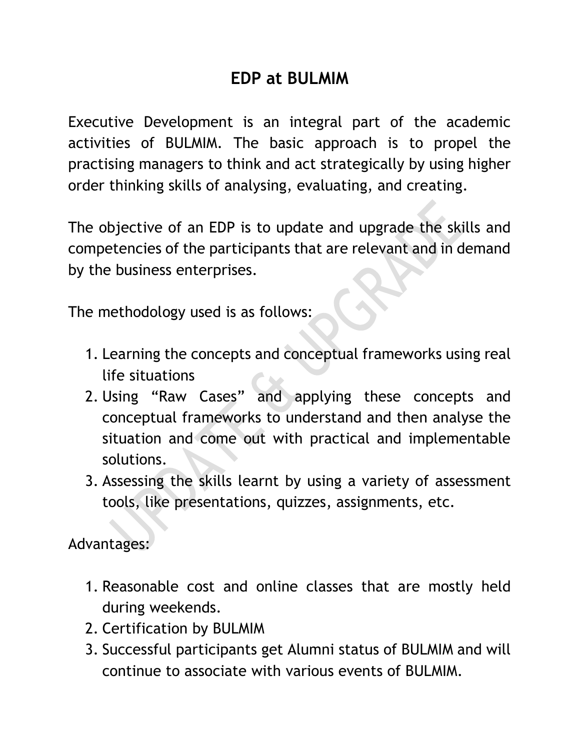# EDP at BULMIM

Executive Development is an integral part of the academic activities of BULMIM. The basic approach is to propel the practising managers to think and act strategically by using higher order thinking skills of analysing, evaluating, and creating.

The objective of an EDP is to update and upgrade the skills and competencies of the participants that are relevant and in demand by the business enterprises.

The methodology used is as follows:

1. Learning the concepts and conceptual frameworks using real life situations
2. Using "Raw Cases" and applying these concepts and conceptual frameworks to understand and then analyse the situation and come out with practical and implementable solutions.
3. Assessing the skills learnt by using a variety of assessment tools, like presentations, quizzes, assignments, etc.

Advantages:

1. Reasonable cost and online classes that are mostly held during weekends.
2. Certification by BULMIM
3. Successful participants get Alumni status of BULMIM and will continue to associate with various events of BULMIM.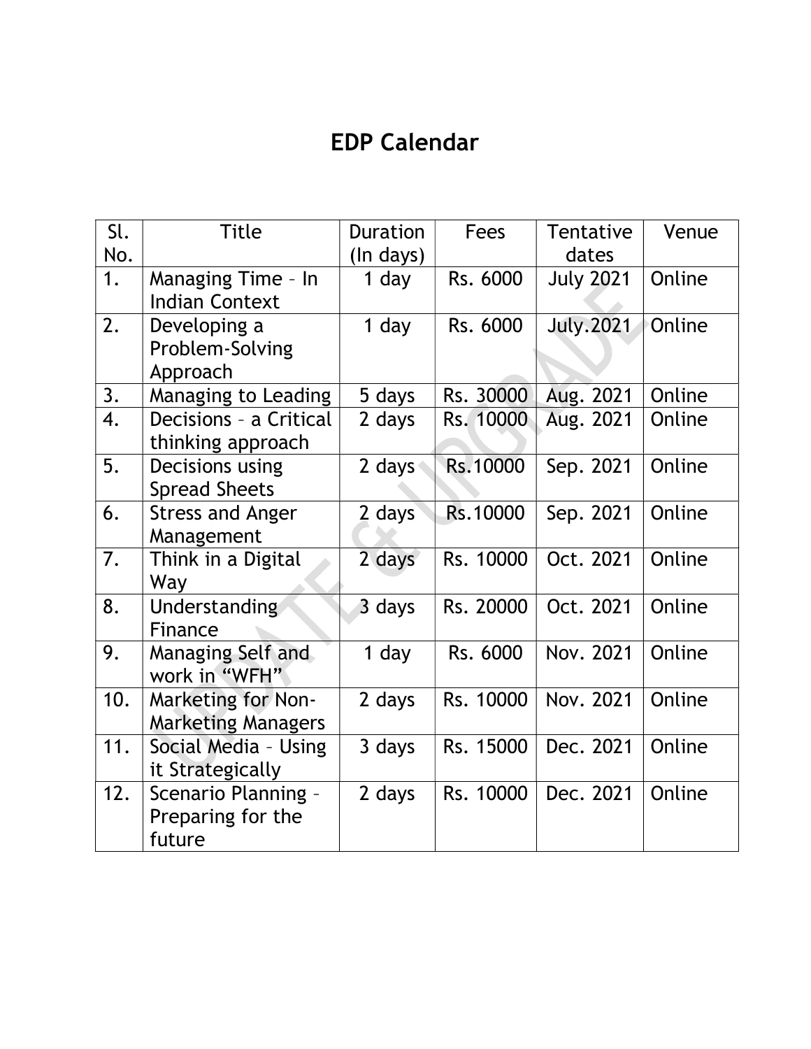# EDP Calendar

| Sl. No. | Title | Duration (In days) | Fees | Tentative dates | Venue |
|---|---|---|---|---|---|
| 1. | Managing Time – In Indian Context | 1 day | Rs. 6000 | July 2021 | Online |
| 2. | Developing a Problem-Solving Approach | 1 day | Rs. 6000 | July.2021 | Online |
| 3. | Managing to Leading | 5 days | Rs. 30000 | Aug. 2021 | Online |
| 4. | Decisions – a Critical thinking approach | 2 days | Rs. 10000 | Aug. 2021 | Online |
| 5. | Decisions using Spread Sheets | 2 days | Rs.10000 | Sep. 2021 | Online |
| 6. | Stress and Anger Management | 2 days | Rs.10000 | Sep. 2021 | Online |
| 7. | Think in a Digital Way | 2 days | Rs. 10000 | Oct. 2021 | Online |
| 8. | Understanding Finance | 3 days | Rs. 20000 | Oct. 2021 | Online |
| 9. | Managing Self and work in "WFH" | 1 day | Rs. 6000 | Nov. 2021 | Online |
| 10. | Marketing for Non-Marketing Managers | 2 days | Rs. 10000 | Nov. 2021 | Online |
| 11. | Social Media – Using it Strategically | 3 days | Rs. 15000 | Dec. 2021 | Online |
| 12. | Scenario Planning – Preparing for the future | 2 days | Rs. 10000 | Dec. 2021 | Online |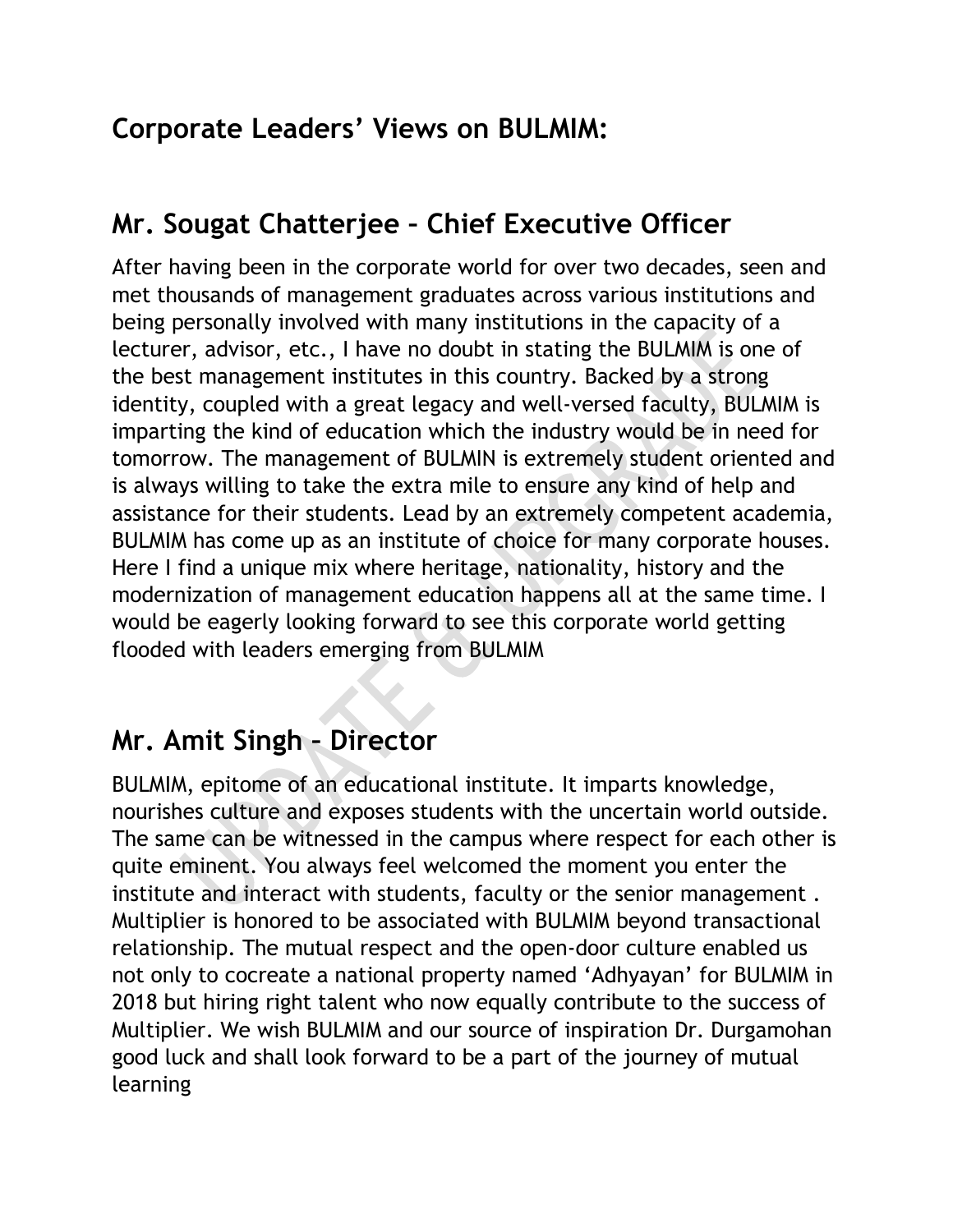## Corporate Leaders' Views on BULMIM:

## Mr. Sougat Chatterjee – Chief Executive Officer

After having been in the corporate world for over two decades, seen and met thousands of management graduates across various institutions and being personally involved with many institutions in the capacity of a lecturer, advisor, etc., I have no doubt in stating the BULMIM is one of the best management institutes in this country. Backed by a strong identity, coupled with a great legacy and well-versed faculty, BULMIM is imparting the kind of education which the industry would be in need for tomorrow. The management of BULMIN is extremely student oriented and is always willing to take the extra mile to ensure any kind of help and assistance for their students. Lead by an extremely competent academia, BULMIM has come up as an institute of choice for many corporate houses. Here I find a unique mix where heritage, nationality, history and the modernization of management education happens all at the same time. I would be eagerly looking forward to see this corporate world getting flooded with leaders emerging from BULMIM

## Mr. Amit Singh – Director

BULMIM, epitome of an educational institute. It imparts knowledge, nourishes culture and exposes students with the uncertain world outside. The same can be witnessed in the campus where respect for each other is quite eminent. You always feel welcomed the moment you enter the institute and interact with students, faculty or the senior management . Multiplier is honored to be associated with BULMIM beyond transactional relationship. The mutual respect and the open-door culture enabled us not only to cocreate a national property named 'Adhyayan' for BULMIM in 2018 but hiring right talent who now equally contribute to the success of Multiplier. We wish BULMIM and our source of inspiration Dr. Durgamohan good luck and shall look forward to be a part of the journey of mutual learning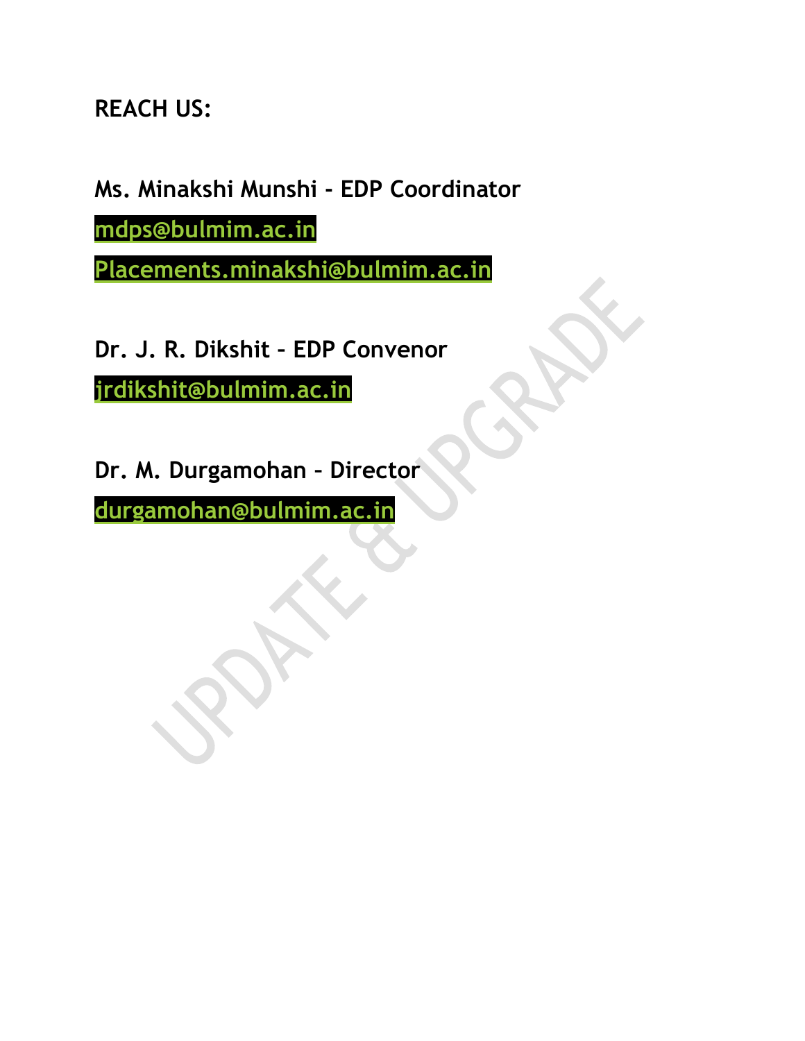**REACH US:**

**Ms. Minakshi Munshi - EDP Coordinator**

mdps@bulmim.ac.in

Placements.minakshi@bulmim.ac.in

**Dr. J. R. Dikshit – EDP Convenor**

jrdikshit@bulmim.ac.in

**Dr. M. Durgamohan – Director**

durgamohan@bulmim.ac.in